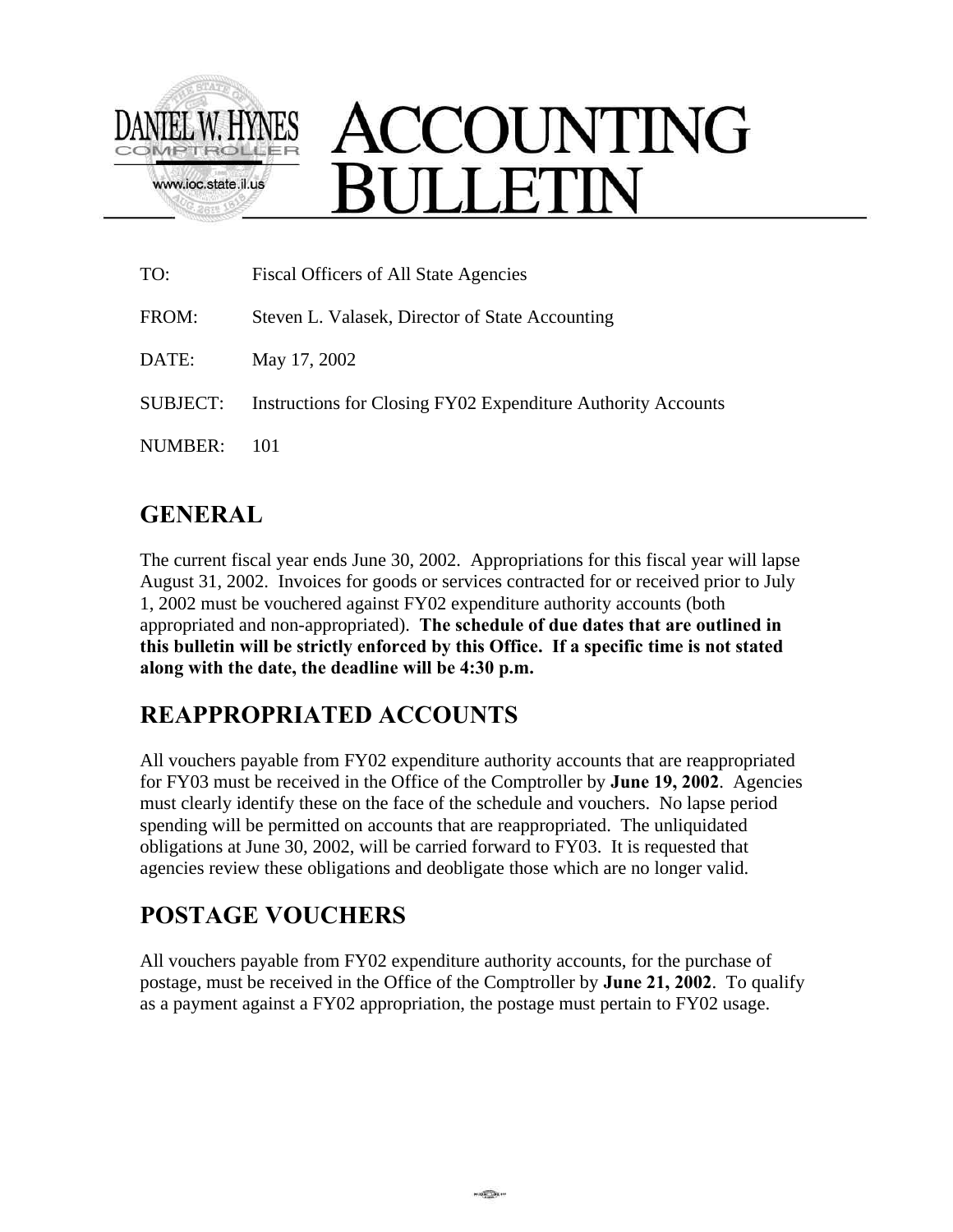DANIEL W. HYNES
COMPTROLLER
www.ioc.state.il.us

# ACCOUNTING BULLETIN

TO: Fiscal Officers of All State Agencies

FROM: Steven L. Valasek, Director of State Accounting

DATE: May 17, 2002

SUBJECT: Instructions for Closing FY02 Expenditure Authority Accounts

NUMBER: 101

## GENERAL

The current fiscal year ends June 30, 2002. Appropriations for this fiscal year will lapse August 31, 2002. Invoices for goods or services contracted for or received prior to July 1, 2002 must be vouchered against FY02 expenditure authority accounts (both appropriated and non-appropriated). **The schedule of due dates that are outlined in this bulletin will be strictly enforced by this Office. If a specific time is not stated along with the date, the deadline will be 4:30 p.m.**

## REAPPROPRIATED ACCOUNTS

All vouchers payable from FY02 expenditure authority accounts that are reappropriated for FY03 must be received in the Office of the Comptroller by **June 19, 2002**. Agencies must clearly identify these on the face of the schedule and vouchers. No lapse period spending will be permitted on accounts that are reappropriated. The unliquidated obligations at June 30, 2002, will be carried forward to FY03. It is requested that agencies review these obligations and deobligate those which are no longer valid.

## POSTAGE VOUCHERS

All vouchers payable from FY02 expenditure authority accounts, for the purchase of postage, must be received in the Office of the Comptroller by **June 21, 2002**. To qualify as a payment against a FY02 appropriation, the postage must pertain to FY02 usage.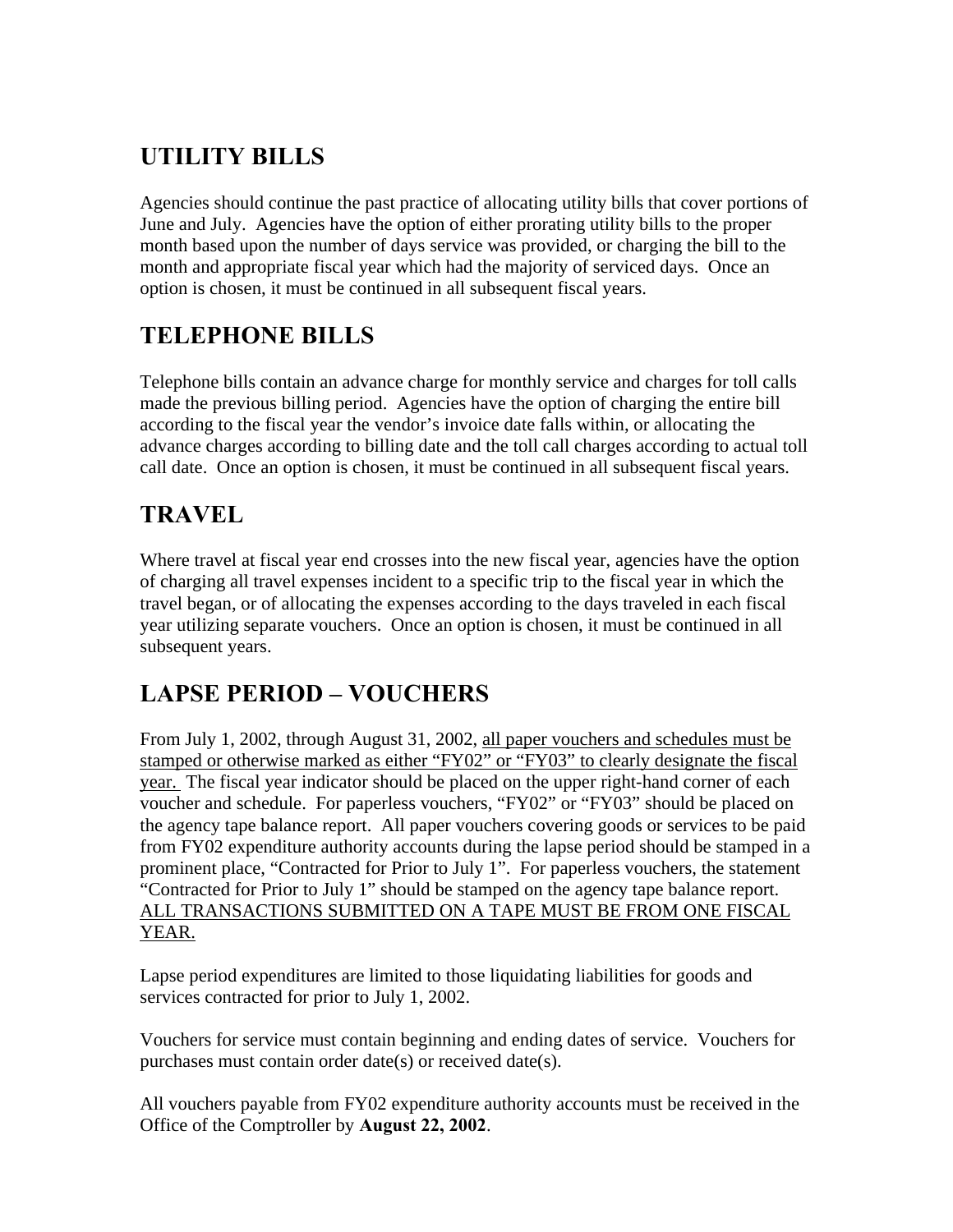## UTILITY BILLS

Agencies should continue the past practice of allocating utility bills that cover portions of June and July. Agencies have the option of either prorating utility bills to the proper month based upon the number of days service was provided, or charging the bill to the month and appropriate fiscal year which had the majority of serviced days. Once an option is chosen, it must be continued in all subsequent fiscal years.

## TELEPHONE BILLS

Telephone bills contain an advance charge for monthly service and charges for toll calls made the previous billing period. Agencies have the option of charging the entire bill according to the fiscal year the vendor's invoice date falls within, or allocating the advance charges according to billing date and the toll call charges according to actual toll call date. Once an option is chosen, it must be continued in all subsequent fiscal years.

## TRAVEL

Where travel at fiscal year end crosses into the new fiscal year, agencies have the option of charging all travel expenses incident to a specific trip to the fiscal year in which the travel began, or of allocating the expenses according to the days traveled in each fiscal year utilizing separate vouchers. Once an option is chosen, it must be continued in all subsequent years.

## LAPSE PERIOD – VOUCHERS

From July 1, 2002, through August 31, 2002, <u>all paper vouchers and schedules must be stamped or otherwise marked as either "FY02" or "FY03" to clearly designate the fiscal year.</u> The fiscal year indicator should be placed on the upper right-hand corner of each voucher and schedule. For paperless vouchers, "FY02" or "FY03" should be placed on the agency tape balance report. All paper vouchers covering goods or services to be paid from FY02 expenditure authority accounts during the lapse period should be stamped in a prominent place, "Contracted for Prior to July 1". For paperless vouchers, the statement "Contracted for Prior to July 1" should be stamped on the agency tape balance report. <u>ALL TRANSACTIONS SUBMITTED ON A TAPE MUST BE FROM ONE FISCAL YEAR.</u>

Lapse period expenditures are limited to those liquidating liabilities for goods and services contracted for prior to July 1, 2002.

Vouchers for service must contain beginning and ending dates of service. Vouchers for purchases must contain order date(s) or received date(s).

All vouchers payable from FY02 expenditure authority accounts must be received in the Office of the Comptroller by **August 22, 2002**.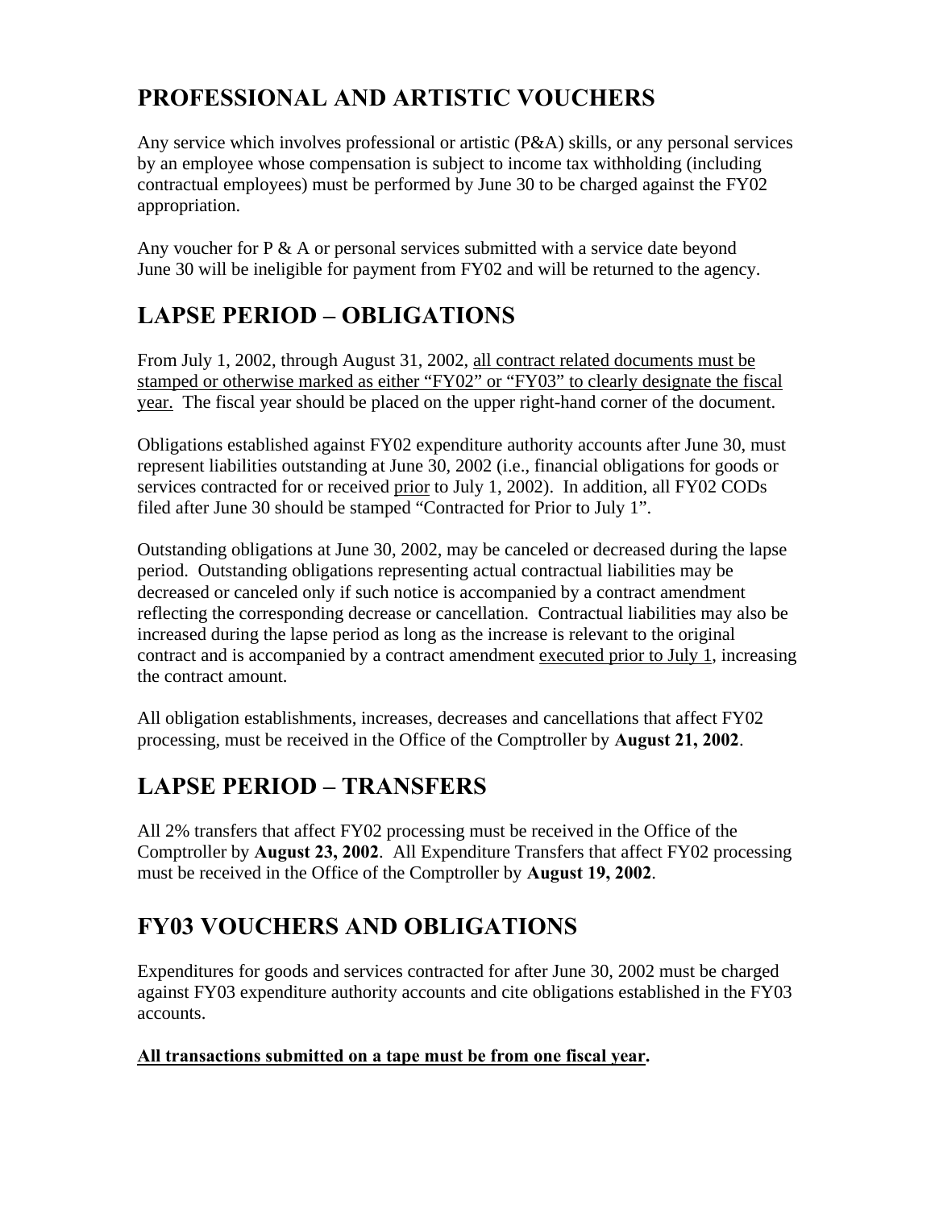## PROFESSIONAL AND ARTISTIC VOUCHERS

Any service which involves professional or artistic (P&A) skills, or any personal services by an employee whose compensation is subject to income tax withholding (including contractual employees) must be performed by June 30 to be charged against the FY02 appropriation.

Any voucher for P & A or personal services submitted with a service date beyond June 30 will be ineligible for payment from FY02 and will be returned to the agency.

## LAPSE PERIOD – OBLIGATIONS

From July 1, 2002, through August 31, 2002, <u>all contract related documents must be stamped or otherwise marked as either "FY02" or "FY03" to clearly designate the fiscal year.</u> The fiscal year should be placed on the upper right-hand corner of the document.

Obligations established against FY02 expenditure authority accounts after June 30, must represent liabilities outstanding at June 30, 2002 (i.e., financial obligations for goods or services contracted for or received <u>prior</u> to July 1, 2002). In addition, all FY02 CODs filed after June 30 should be stamped "Contracted for Prior to July 1".

Outstanding obligations at June 30, 2002, may be canceled or decreased during the lapse period. Outstanding obligations representing actual contractual liabilities may be decreased or canceled only if such notice is accompanied by a contract amendment reflecting the corresponding decrease or cancellation. Contractual liabilities may also be increased during the lapse period as long as the increase is relevant to the original contract and is accompanied by a contract amendment <u>executed prior to July 1</u>, increasing the contract amount.

All obligation establishments, increases, decreases and cancellations that affect FY02 processing, must be received in the Office of the Comptroller by **August 21, 2002**.

## LAPSE PERIOD – TRANSFERS

All 2% transfers that affect FY02 processing must be received in the Office of the Comptroller by **August 23, 2002**. All Expenditure Transfers that affect FY02 processing must be received in the Office of the Comptroller by **August 19, 2002**.

## FY03 VOUCHERS AND OBLIGATIONS

Expenditures for goods and services contracted for after June 30, 2002 must be charged against FY03 expenditure authority accounts and cite obligations established in the FY03 accounts.

**<u>All transactions submitted on a tape must be from one fiscal year</u>.**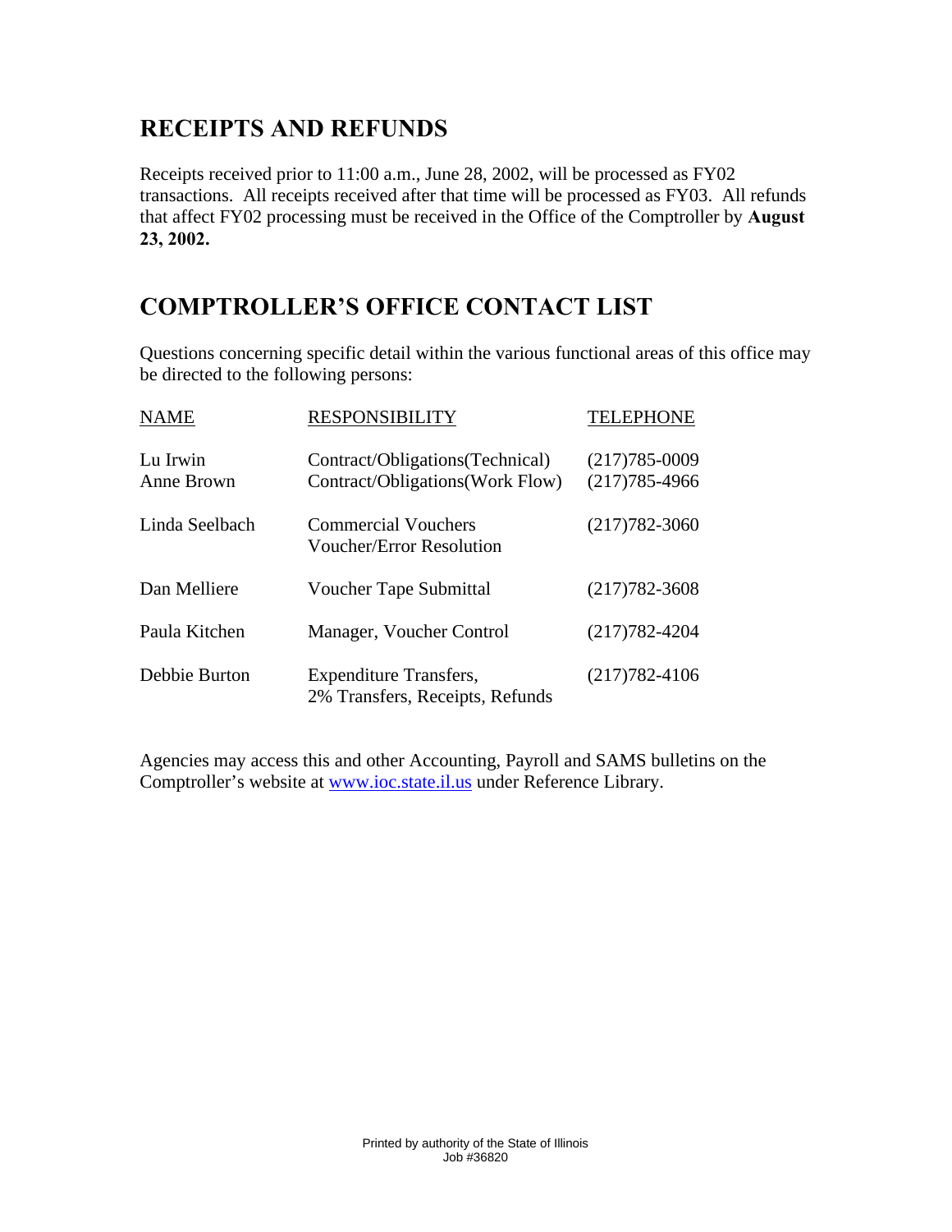## RECEIPTS AND REFUNDS

Receipts received prior to 11:00 a.m., June 28, 2002, will be processed as FY02 transactions. All receipts received after that time will be processed as FY03. All refunds that affect FY02 processing must be received in the Office of the Comptroller by **August 23, 2002.**

## COMPTROLLER'S OFFICE CONTACT LIST

Questions concerning specific detail within the various functional areas of this office may be directed to the following persons:

| NAME | RESPONSIBILITY | TELEPHONE |
|---|---|---|
| Lu Irwin | Contract/Obligations(Technical) | (217)785-0009 |
| Anne Brown | Contract/Obligations(Work Flow) | (217)785-4966 |
| Linda Seelbach | Commercial Vouchers<br>Voucher/Error Resolution | (217)782-3060 |
| Dan Melliere | Voucher Tape Submittal | (217)782-3608 |
| Paula Kitchen | Manager, Voucher Control | (217)782-4204 |
| Debbie Burton | Expenditure Transfers,<br>2% Transfers, Receipts, Refunds | (217)782-4106 |

Agencies may access this and other Accounting, Payroll and SAMS bulletins on the Comptroller's website at www.ioc.state.il.us under Reference Library.

Printed by authority of the State of Illinois
Job #36820